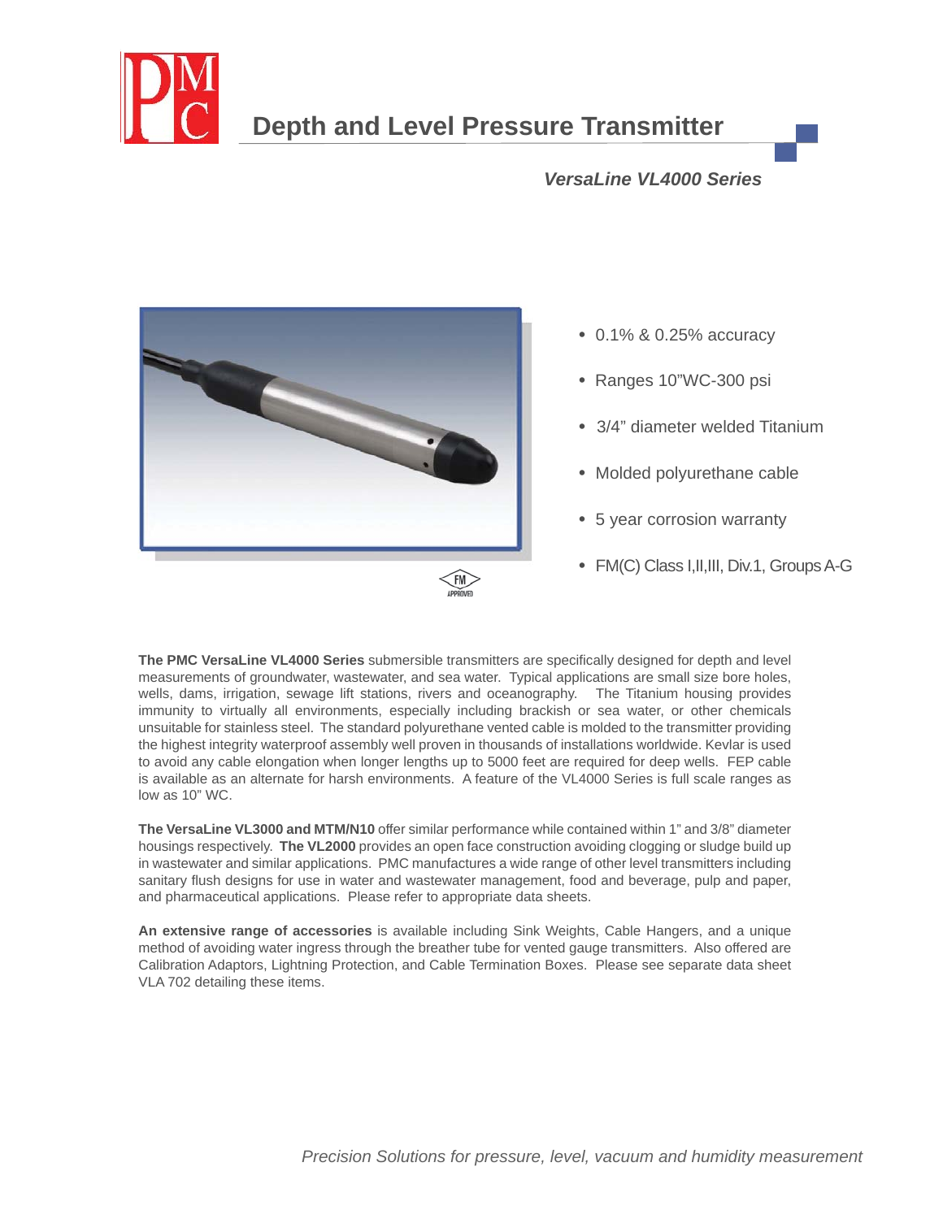# Depth and Level Pressure Transmitter

***VersaLine VL4000 Series***

- 0.1% & 0.25% accuracy
- Ranges 10"WC-300 psi
- 3/4" diameter welded Titanium
- Molded polyurethane cable
- 5 year corrosion warranty
- FM(C) Class I,II,III, Div.1, Groups A-G

**The PMC VersaLine VL4000 Series** submersible transmitters are specifically designed for depth and level measurements of groundwater, wastewater, and sea water. Typical applications are small size bore holes, wells, dams, irrigation, sewage lift stations, rivers and oceanography. The Titanium housing provides immunity to virtually all environments, especially including brackish or sea water, or other chemicals unsuitable for stainless steel. The standard polyurethane vented cable is molded to the transmitter providing the highest integrity waterproof assembly well proven in thousands of installations worldwide. Kevlar is used to avoid any cable elongation when longer lengths up to 5000 feet are required for deep wells. FEP cable is available as an alternate for harsh environments. A feature of the VL4000 Series is full scale ranges as low as 10" WC.

**The VersaLine VL3000 and MTM/N10** offer similar performance while contained within 1" and 3/8" diameter housings respectively. **The VL2000** provides an open face construction avoiding clogging or sludge build up in wastewater and similar applications. PMC manufactures a wide range of other level transmitters including sanitary flush designs for use in water and wastewater management, food and beverage, pulp and paper, and pharmaceutical applications. Please refer to appropriate data sheets.

**An extensive range of accessories** is available including Sink Weights, Cable Hangers, and a unique method of avoiding water ingress through the breather tube for vented gauge transmitters. Also offered are Calibration Adaptors, Lightning Protection, and Cable Termination Boxes. Please see separate data sheet VLA 702 detailing these items.

*Precision Solutions for pressure, level, vacuum and humidity measurement*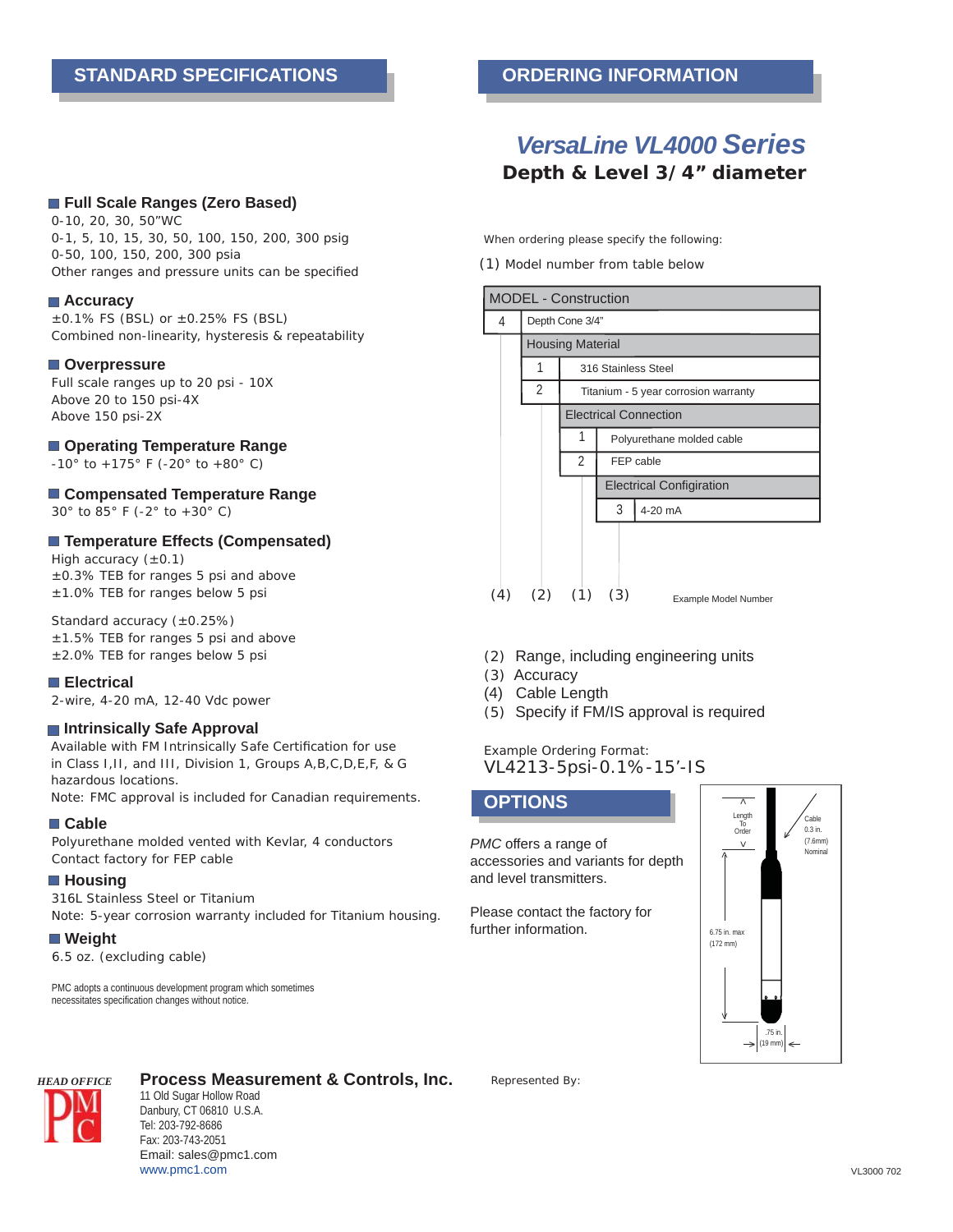## STANDARD SPECIFICATIONS

### Full Scale Ranges (Zero Based)
0-10, 20, 30, 50"WC
0-1, 5, 10, 15, 30, 50, 100, 150, 200, 300 psig
0-50, 100, 150, 200, 300 psia
Other ranges and pressure units can be specified

### Accuracy
±0.1% FS (BSL) or ±0.25% FS (BSL)
Combined non-linearity, hysteresis & repeatability

### Overpressure
Full scale ranges up to 20 psi - 10X
Above 20 to 150 psi-4X
Above 150 psi-2X

### Operating Temperature Range
-10° to +175° F (-20° to +80° C)

### Compensated Temperature Range
30° to 85° F (-2° to +30° C)

### Temperature Effects (Compensated)
High accuracy (±0.1)
±0.3% TEB for ranges 5 psi and above
±1.0% TEB for ranges below 5 psi

Standard accuracy (±0.25%)
±1.5% TEB for ranges 5 psi and above
±2.0% TEB for ranges below 5 psi

### Electrical
2-wire, 4-20 mA, 12-40 Vdc power

### Intrinsically Safe Approval
Available with FM Intrinsically Safe Certification for use in Class I,II, and III, Division 1, Groups A,B,C,D,E,F, & G hazardous locations.
Note: FMC approval is included for Canadian requirements.

### Cable
Polyurethane molded vented with Kevlar, 4 conductors
Contact factory for FEP cable

### Housing
316L Stainless Steel or Titanium
Note: 5-year corrosion warranty included for Titanium housing.

### Weight
6.5 oz. (excluding cable)

PMC adopts a continuous development program which sometimes necessitates specification changes without notice.

## ORDERING INFORMATION

# *VersaLine VL4000* Series
**Depth & Level 3/4" diameter**

When ordering please specify the following:

(1) Model number from table below

| | |
|---|---|
| **MODEL - Construction** | |
| 4 | Depth Cone 3/4" |
| **Housing Material** | |
| 1 | 316 Stainless Steel |
| 2 | Titanium - 5 year corrosion warranty |
| **Electrical Connection** | |
| 1 | Polyurethane molded cable |
| 2 | FEP cable |
| **Electrical Configiration** | |
| 3 | 4-20 mA |

(4) (2) (1) (3) Example Model Number

(2) Range, including engineering units
(3) Accuracy
(4) Cable Length
(5) Specify if FM/IS approval is required

Example Ordering Format:
VL4213-5psi-0.1%-15'-IS

## OPTIONS

*PMC* offers a range of accessories and variants for depth and level transmitters.

Please contact the factory for further information.

Length To Order
Cable 0.3 in. (7.6mm) Nominal
6.75 in. max (172 mm)
.75 in. (19 mm)

HEAD OFFICE

**Process Measurement & Controls, Inc.**
11 Old Sugar Hollow Road
Danbury, CT 06810 U.S.A.
Tel: 203-792-8686
Fax: 203-743-2051
Email: sales@pmc1.com
www.pmc1.com

Represented By:

VL3000 702